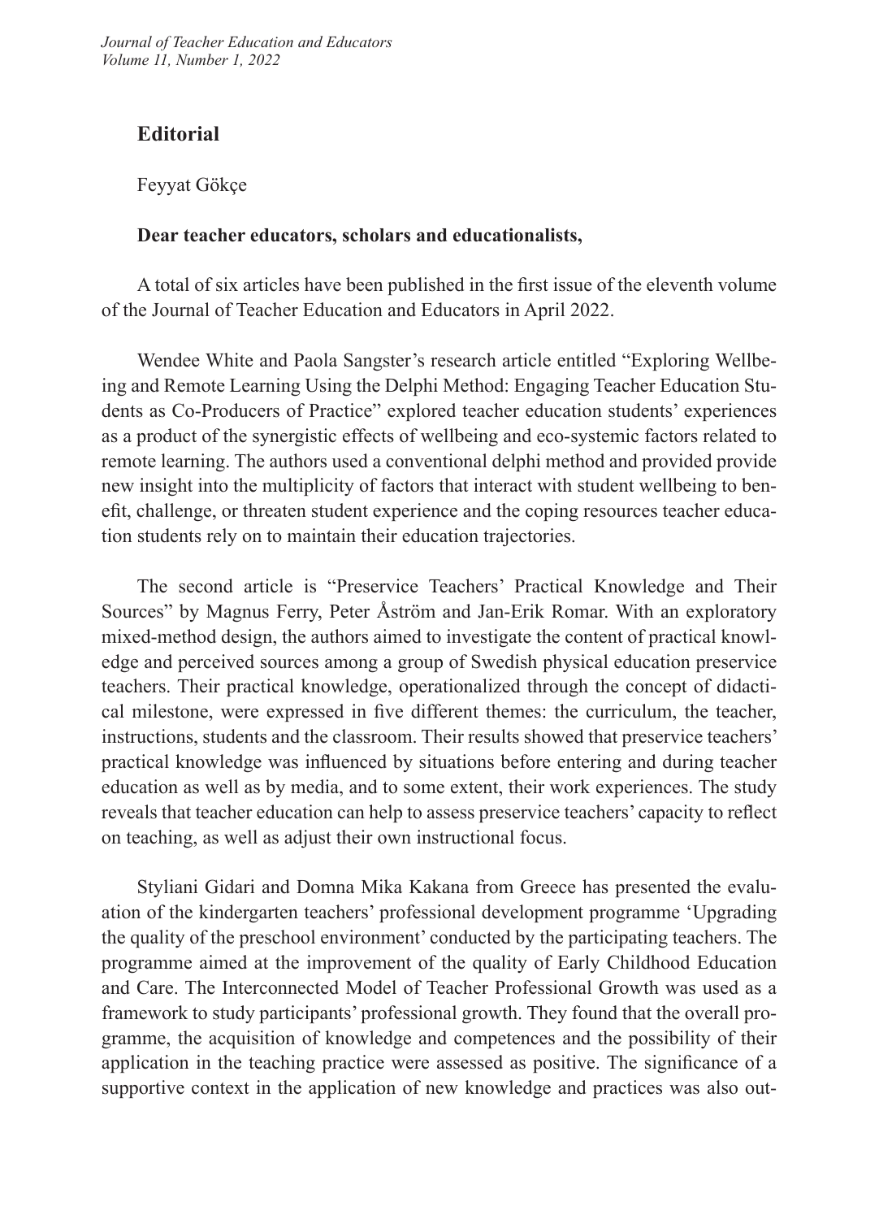# Editorial

Feyyat Gökçe

**Dear teacher educators, scholars and educationalists,**

A total of six articles have been published in the first issue of the eleventh volume of the Journal of Teacher Education and Educators in April 2022.

Wendee White and Paola Sangster's research article entitled "Exploring Wellbeing and Remote Learning Using the Delphi Method: Engaging Teacher Education Students as Co-Producers of Practice" explored teacher education students' experiences as a product of the synergistic effects of wellbeing and eco-systemic factors related to remote learning. The authors used a conventional delphi method and provided provide new insight into the multiplicity of factors that interact with student wellbeing to benefit, challenge, or threaten student experience and the coping resources teacher education students rely on to maintain their education trajectories.

The second article is "Preservice Teachers' Practical Knowledge and Their Sources" by Magnus Ferry, Peter Åström and Jan-Erik Romar. With an exploratory mixed-method design, the authors aimed to investigate the content of practical knowledge and perceived sources among a group of Swedish physical education preservice teachers. Their practical knowledge, operationalized through the concept of didactical milestone, were expressed in five different themes: the curriculum, the teacher, instructions, students and the classroom. Their results showed that preservice teachers' practical knowledge was influenced by situations before entering and during teacher education as well as by media, and to some extent, their work experiences. The study reveals that teacher education can help to assess preservice teachers' capacity to reflect on teaching, as well as adjust their own instructional focus.

Styliani Gidari and Domna Mika Kakana from Greece has presented the evaluation of the kindergarten teachers' professional development programme 'Upgrading the quality of the preschool environment' conducted by the participating teachers. The programme aimed at the improvement of the quality of Early Childhood Education and Care. The Interconnected Model of Teacher Professional Growth was used as a framework to study participants' professional growth. They found that the overall programme, the acquisition of knowledge and competences and the possibility of their application in the teaching practice were assessed as positive. The significance of a supportive context in the application of new knowledge and practices was also out-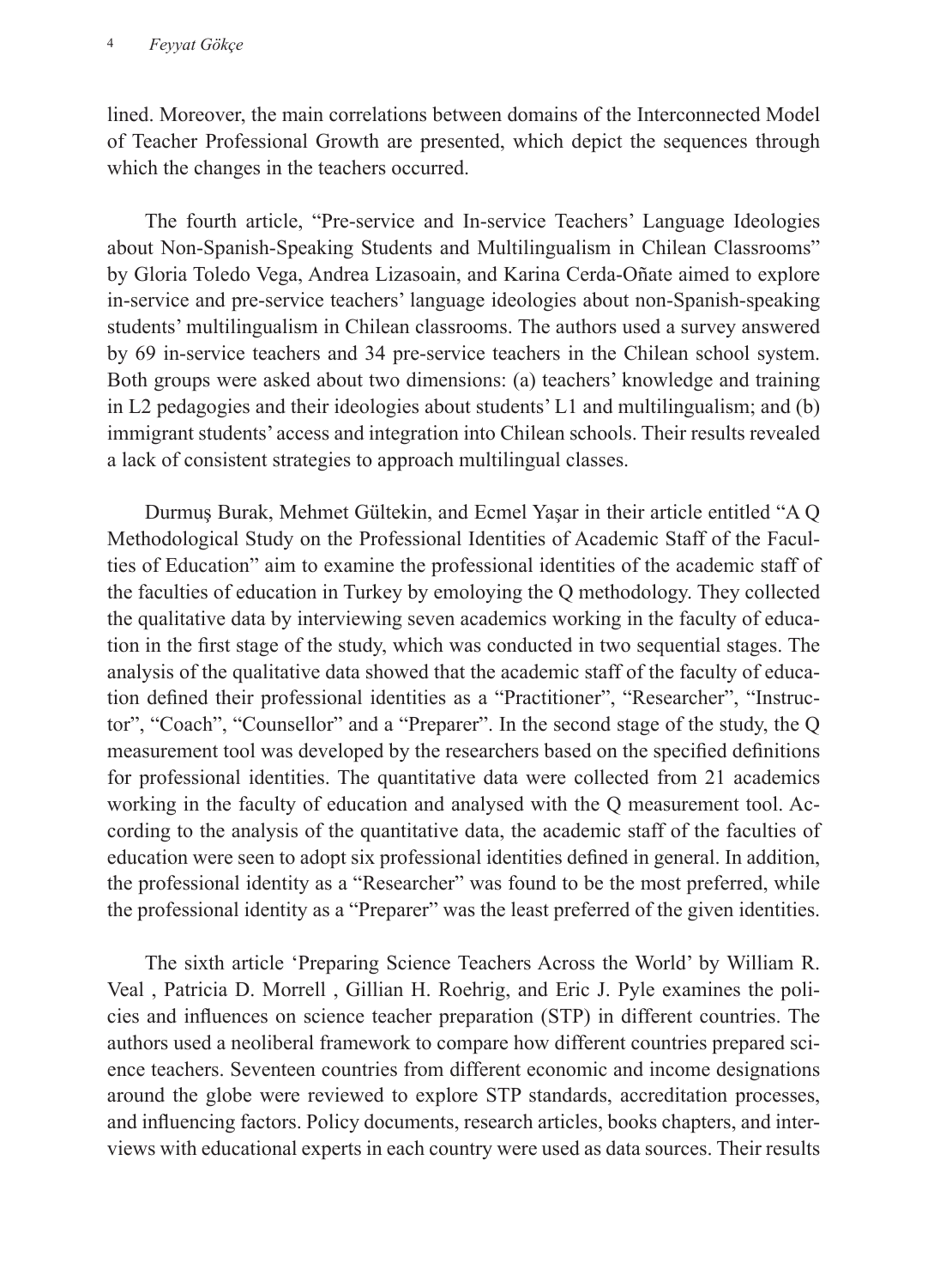lined. Moreover, the main correlations between domains of the Interconnected Model of Teacher Professional Growth are presented, which depict the sequences through which the changes in the teachers occurred.

The fourth article, "Pre-service and In-service Teachers' Language Ideologies about Non-Spanish-Speaking Students and Multilingualism in Chilean Classrooms" by Gloria Toledo Vega, Andrea Lizasoain, and Karina Cerda-Oñate aimed to explore in-service and pre-service teachers' language ideologies about non-Spanish-speaking students' multilingualism in Chilean classrooms. The authors used a survey answered by 69 in-service teachers and 34 pre-service teachers in the Chilean school system. Both groups were asked about two dimensions: (a) teachers' knowledge and training in L2 pedagogies and their ideologies about students' L1 and multilingualism; and (b) immigrant students' access and integration into Chilean schools. Their results revealed a lack of consistent strategies to approach multilingual classes.

Durmuş Burak, Mehmet Gültekin, and Ecmel Yaşar in their article entitled "A Q Methodological Study on the Professional Identities of Academic Staff of the Faculties of Education" aim to examine the professional identities of the academic staff of the faculties of education in Turkey by emoloying the Q methodology. They collected the qualitative data by interviewing seven academics working in the faculty of education in the first stage of the study, which was conducted in two sequential stages. The analysis of the qualitative data showed that the academic staff of the faculty of education defined their professional identities as a "Practitioner", "Researcher", "Instructor", "Coach", "Counsellor" and a "Preparer". In the second stage of the study, the Q measurement tool was developed by the researchers based on the specified definitions for professional identities. The quantitative data were collected from 21 academics working in the faculty of education and analysed with the Q measurement tool. According to the analysis of the quantitative data, the academic staff of the faculties of education were seen to adopt six professional identities defined in general. In addition, the professional identity as a "Researcher" was found to be the most preferred, while the professional identity as a "Preparer" was the least preferred of the given identities.

The sixth article 'Preparing Science Teachers Across the World' by William R. Veal , Patricia D. Morrell , Gillian H. Roehrig, and Eric J. Pyle examines the policies and influences on science teacher preparation (STP) in different countries. The authors used a neoliberal framework to compare how different countries prepared science teachers. Seventeen countries from different economic and income designations around the globe were reviewed to explore STP standards, accreditation processes, and influencing factors. Policy documents, research articles, books chapters, and interviews with educational experts in each country were used as data sources. Their results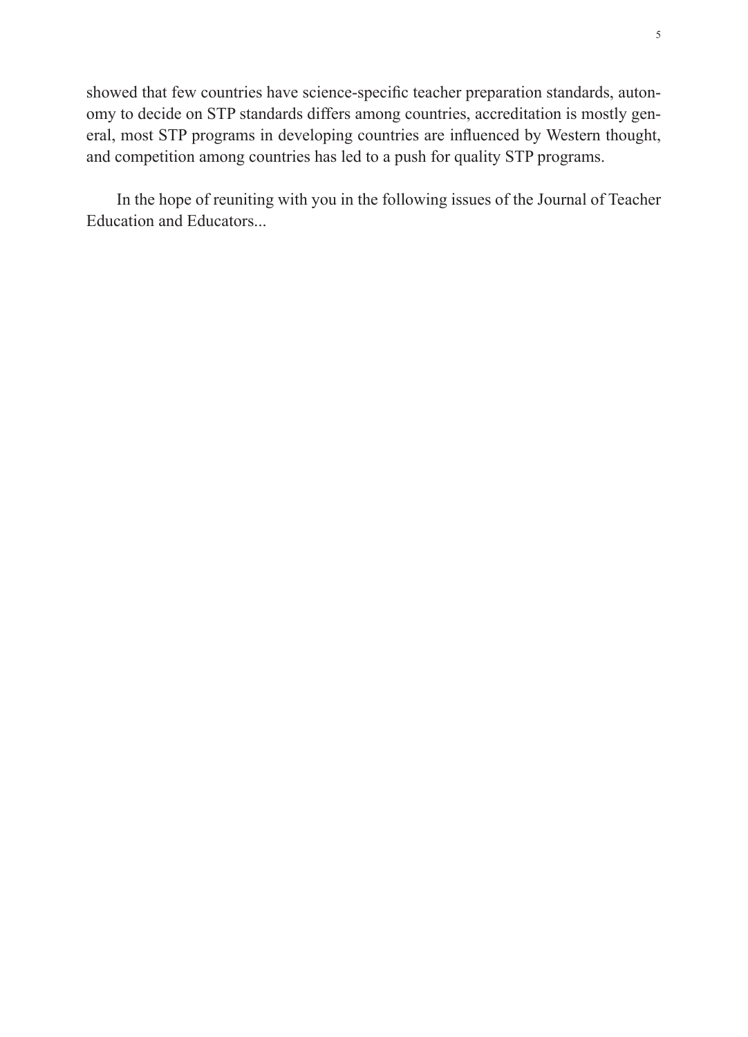showed that few countries have science-specific teacher preparation standards, autonomy to decide on STP standards differs among countries, accreditation is mostly general, most STP programs in developing countries are influenced by Western thought, and competition among countries has led to a push for quality STP programs.

In the hope of reuniting with you in the following issues of the Journal of Teacher Education and Educators...